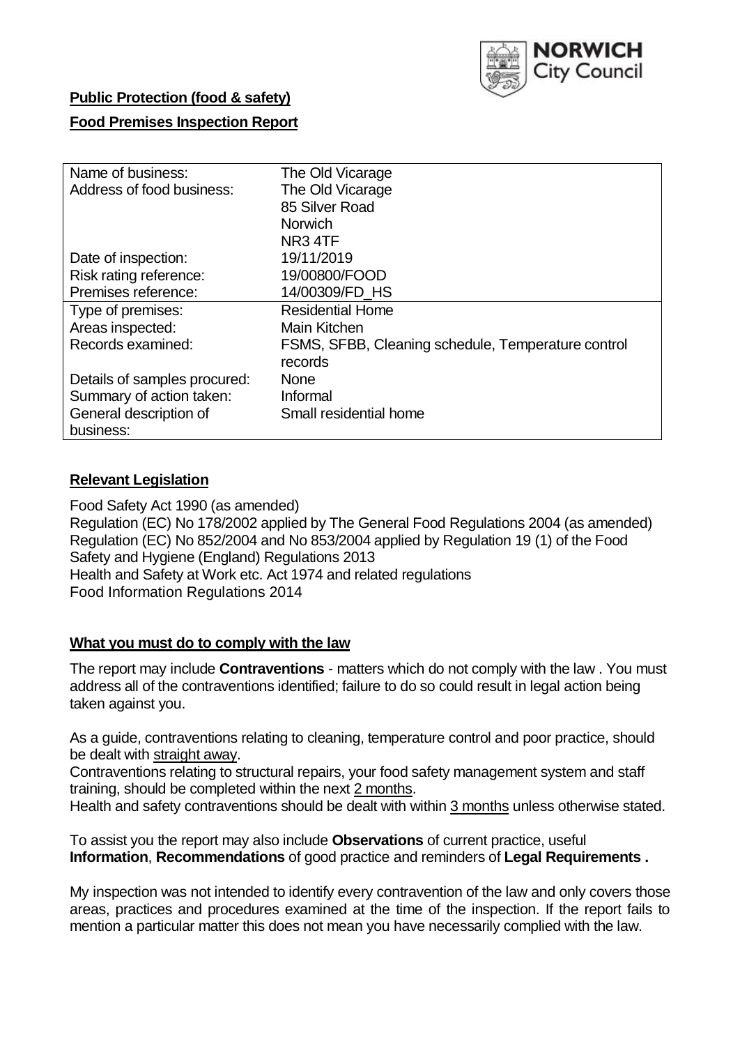**Public Protection (food & safety)**

**Food Premises Inspection Report**

| | |
|---|---|
| Name of business: | The Old Vicarage |
| Address of food business: | The Old Vicarage<br>85 Silver Road<br>Norwich<br>NR3 4TF |
| Date of inspection: | 19/11/2019 |
| Risk rating reference: | 19/00800/FOOD |
| Premises reference: | 14/00309/FD_HS |
| Type of premises: | Residential Home |
| Areas inspected: | Main Kitchen |
| Records examined: | FSMS, SFBB, Cleaning schedule, Temperature control records |
| Details of samples procured: | None |
| Summary of action taken: | Informal |
| General description of business: | Small residential home |

## **Relevant Legislation**

Food Safety Act 1990 (as amended)
Regulation (EC) No 178/2002 applied by The General Food Regulations 2004 (as amended)
Regulation (EC) No 852/2004 and No 853/2004 applied by Regulation 19 (1) of the Food Safety and Hygiene (England) Regulations 2013
Health and Safety at Work etc. Act 1974 and related regulations
Food Information Regulations 2014

## **What you must do to comply with the law**

The report may include **Contraventions** - matters which do not comply with the law . You must address all of the contraventions identified; failure to do so could result in legal action being taken against you.

As a guide, contraventions relating to cleaning, temperature control and poor practice, should be dealt with straight away.
Contraventions relating to structural repairs, your food safety management system and staff training, should be completed within the next 2 months.
Health and safety contraventions should be dealt with within 3 months unless otherwise stated.

To assist you the report may also include **Observations** of current practice, useful **Information**, **Recommendations** of good practice and reminders of **Legal Requirements .**

My inspection was not intended to identify every contravention of the law and only covers those areas, practices and procedures examined at the time of the inspection. If the report fails to mention a particular matter this does not mean you have necessarily complied with the law.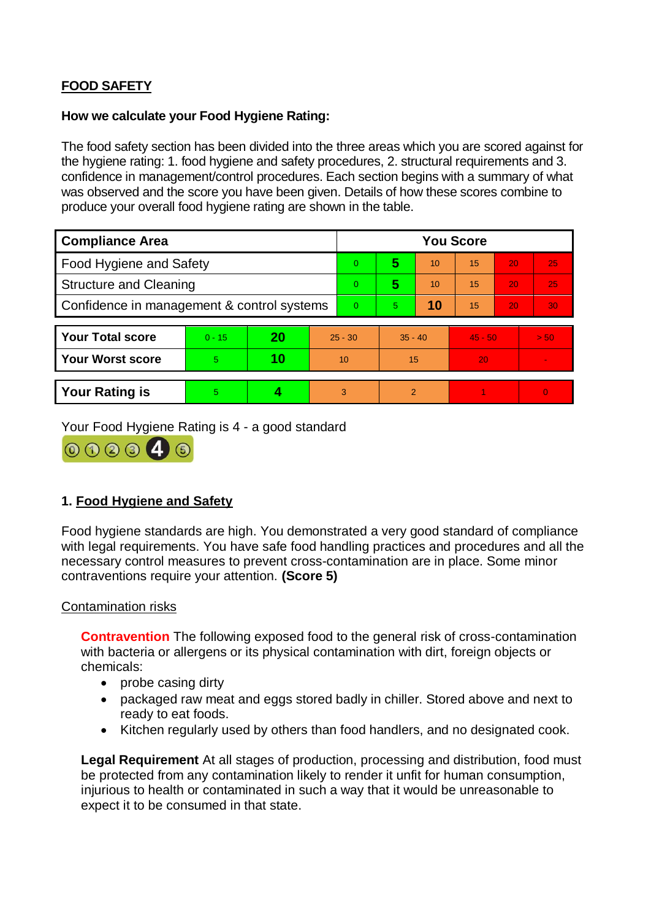**FOOD SAFETY**

**How we calculate your Food Hygiene Rating:**

The food safety section has been divided into the three areas which you are scored against for the hygiene rating: 1. food hygiene and safety procedures, 2. structural requirements and 3. confidence in management/control procedures. Each section begins with a summary of what was observed and the score you have been given. Details of how these scores combine to produce your overall food hygiene rating are shown in the table.

| Compliance Area | You Score | | | | | |
|---|---|---|---|---|---|---|
| Food Hygiene and Safety | 0 | **5** | 10 | 15 | 20 | 25 |
| Structure and Cleaning | 0 | **5** | 10 | 15 | 20 | 25 |
| Confidence in management & control systems | 0 | 5 | **10** | 15 | 20 | 30 |

| | | | | | | |
|---|---|---|---|---|---|---|
| **Your Total score** | 0 - 15 | **20** | 25 - 30 | 35 - 40 | 45 - 50 | > 50 |
| **Your Worst score** | 5 | **10** | 10 | 15 | 20 | - |

| | | | | | | |
|---|---|---|---|---|---|---|
| **Your Rating is** | 5 | **4** | 3 | 2 | 1 | 0 |

Your Food Hygiene Rating is 4 - a good standard

## 1. Food Hygiene and Safety

Food hygiene standards are high. You demonstrated a very good standard of compliance with legal requirements. You have safe food handling practices and procedures and all the necessary control measures to prevent cross-contamination are in place. Some minor contraventions require your attention. **(Score 5)**

Contamination risks

**Contravention** The following exposed food to the general risk of cross-contamination with bacteria or allergens or its physical contamination with dirt, foreign objects or chemicals:

- probe casing dirty
- packaged raw meat and eggs stored badly in chiller. Stored above and next to ready to eat foods.
- Kitchen regularly used by others than food handlers, and no designated cook.

**Legal Requirement** At all stages of production, processing and distribution, food must be protected from any contamination likely to render it unfit for human consumption, injurious to health or contaminated in such a way that it would be unreasonable to expect it to be consumed in that state.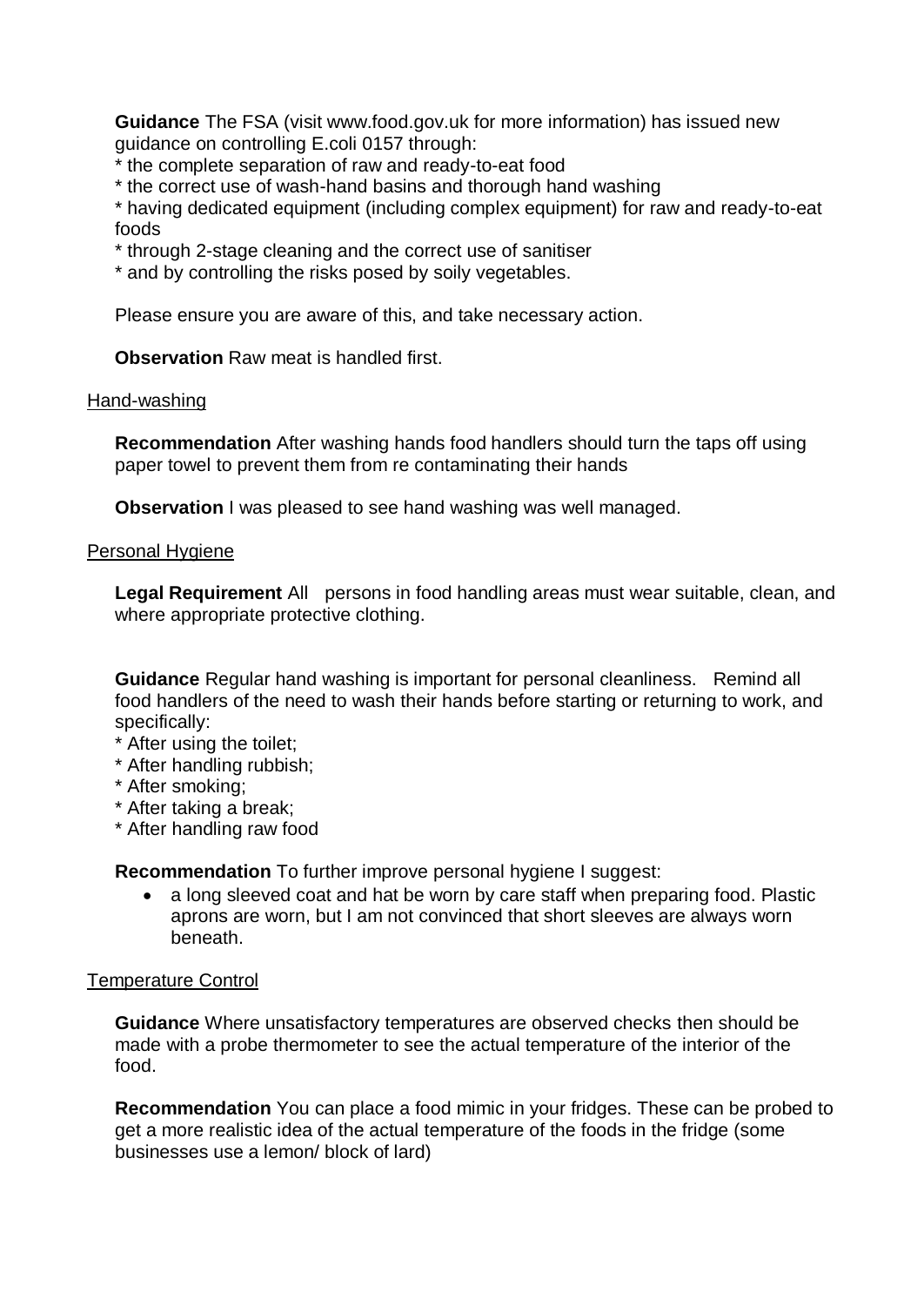**Guidance** The FSA (visit www.food.gov.uk for more information) has issued new guidance on controlling E.coli 0157 through:

* the complete separation of raw and ready-to-eat food
* the correct use of wash-hand basins and thorough hand washing
* having dedicated equipment (including complex equipment) for raw and ready-to-eat foods
* through 2-stage cleaning and the correct use of sanitiser
* and by controlling the risks posed by soily vegetables.

Please ensure you are aware of this, and take necessary action.

**Observation** Raw meat is handled first.

## Hand-washing

**Recommendation** After washing hands food handlers should turn the taps off using paper towel to prevent them from re contaminating their hands

**Observation** I was pleased to see hand washing was well managed.

## Personal Hygiene

**Legal Requirement** All persons in food handling areas must wear suitable, clean, and where appropriate protective clothing.

**Guidance** Regular hand washing is important for personal cleanliness. Remind all food handlers of the need to wash their hands before starting or returning to work, and specifically:

* After using the toilet;
* After handling rubbish;
* After smoking;
* After taking a break;
* After handling raw food

**Recommendation** To further improve personal hygiene I suggest:

- a long sleeved coat and hat be worn by care staff when preparing food. Plastic aprons are worn, but I am not convinced that short sleeves are always worn beneath.

## Temperature Control

**Guidance** Where unsatisfactory temperatures are observed checks then should be made with a probe thermometer to see the actual temperature of the interior of the food.

**Recommendation** You can place a food mimic in your fridges. These can be probed to get a more realistic idea of the actual temperature of the foods in the fridge (some businesses use a lemon/ block of lard)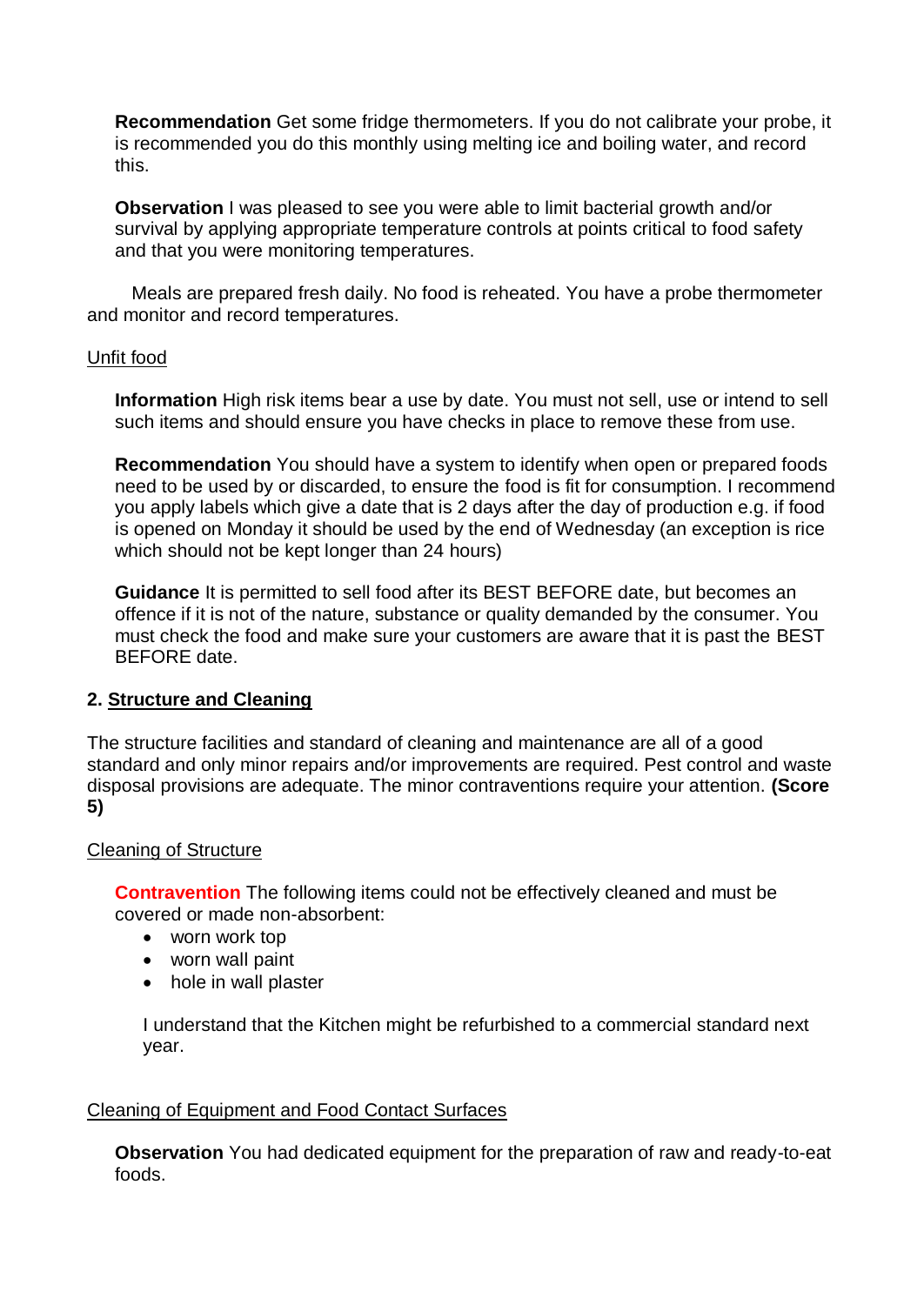**Recommendation** Get some fridge thermometers. If you do not calibrate your probe, it is recommended you do this monthly using melting ice and boiling water, and record this.

**Observation** I was pleased to see you were able to limit bacterial growth and/or survival by applying appropriate temperature controls at points critical to food safety and that you were monitoring temperatures.

Meals are prepared fresh daily. No food is reheated. You have a probe thermometer and monitor and record temperatures.

Unfit food

**Information** High risk items bear a use by date. You must not sell, use or intend to sell such items and should ensure you have checks in place to remove these from use.

**Recommendation** You should have a system to identify when open or prepared foods need to be used by or discarded, to ensure the food is fit for consumption. I recommend you apply labels which give a date that is 2 days after the day of production e.g. if food is opened on Monday it should be used by the end of Wednesday (an exception is rice which should not be kept longer than 24 hours)

**Guidance** It is permitted to sell food after its BEST BEFORE date, but becomes an offence if it is not of the nature, substance or quality demanded by the consumer. You must check the food and make sure your customers are aware that it is past the BEST BEFORE date.

## 2. Structure and Cleaning

The structure facilities and standard of cleaning and maintenance are all of a good standard and only minor repairs and/or improvements are required. Pest control and waste disposal provisions are adequate. The minor contraventions require your attention. **(Score 5)**

Cleaning of Structure

**Contravention** The following items could not be effectively cleaned and must be covered or made non-absorbent:

- worn work top
- worn wall paint
- hole in wall plaster

I understand that the Kitchen might be refurbished to a commercial standard next year.

Cleaning of Equipment and Food Contact Surfaces

**Observation** You had dedicated equipment for the preparation of raw and ready-to-eat foods.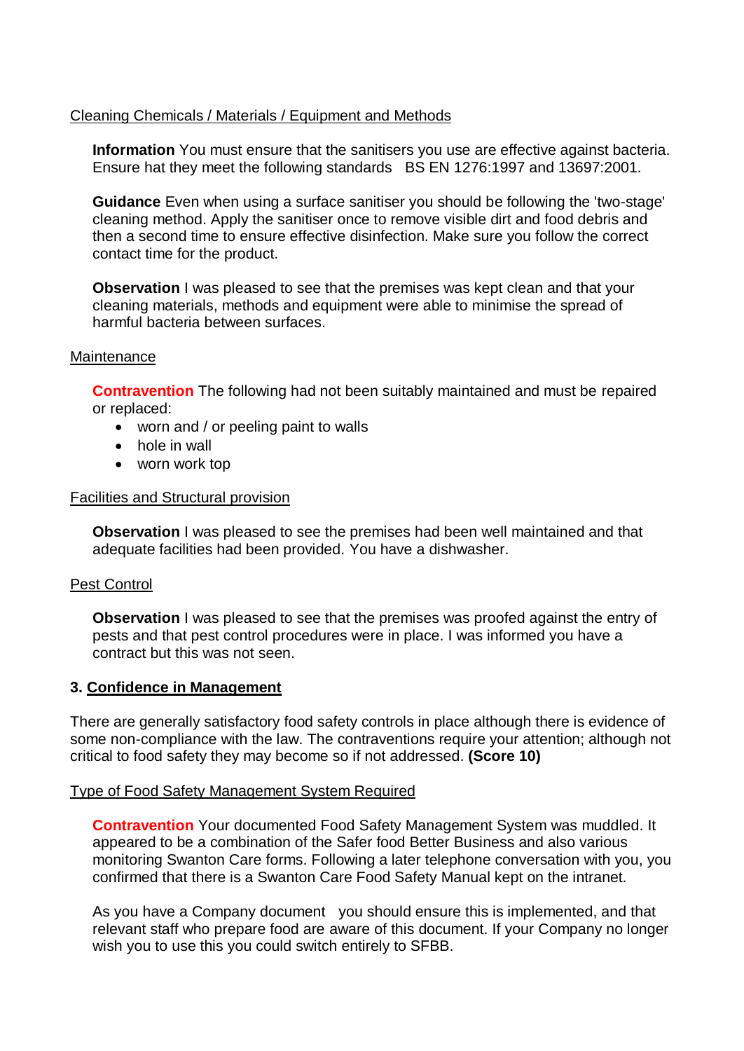Cleaning Chemicals / Materials / Equipment and Methods

**Information** You must ensure that the sanitisers you use are effective against bacteria. Ensure hat they meet the following standards BS EN 1276:1997 and 13697:2001.

**Guidance** Even when using a surface sanitiser you should be following the 'two-stage' cleaning method. Apply the sanitiser once to remove visible dirt and food debris and then a second time to ensure effective disinfection. Make sure you follow the correct contact time for the product.

**Observation** I was pleased to see that the premises was kept clean and that your cleaning materials, methods and equipment were able to minimise the spread of harmful bacteria between surfaces.

Maintenance

**Contravention** The following had not been suitably maintained and must be repaired or replaced:

- worn and / or peeling paint to walls
- hole in wall
- worn work top

Facilities and Structural provision

**Observation** I was pleased to see the premises had been well maintained and that adequate facilities had been provided. You have a dishwasher.

Pest Control

**Observation** I was pleased to see that the premises was proofed against the entry of pests and that pest control procedures were in place. I was informed you have a contract but this was not seen.

## 3. Confidence in Management

There are generally satisfactory food safety controls in place although there is evidence of some non-compliance with the law. The contraventions require your attention; although not critical to food safety they may become so if not addressed. **(Score 10)**

Type of Food Safety Management System Required

**Contravention** Your documented Food Safety Management System was muddled. It appeared to be a combination of the Safer food Better Business and also various monitoring Swanton Care forms. Following a later telephone conversation with you, you confirmed that there is a Swanton Care Food Safety Manual kept on the intranet.

As you have a Company document you should ensure this is implemented, and that relevant staff who prepare food are aware of this document. If your Company no longer wish you to use this you could switch entirely to SFBB.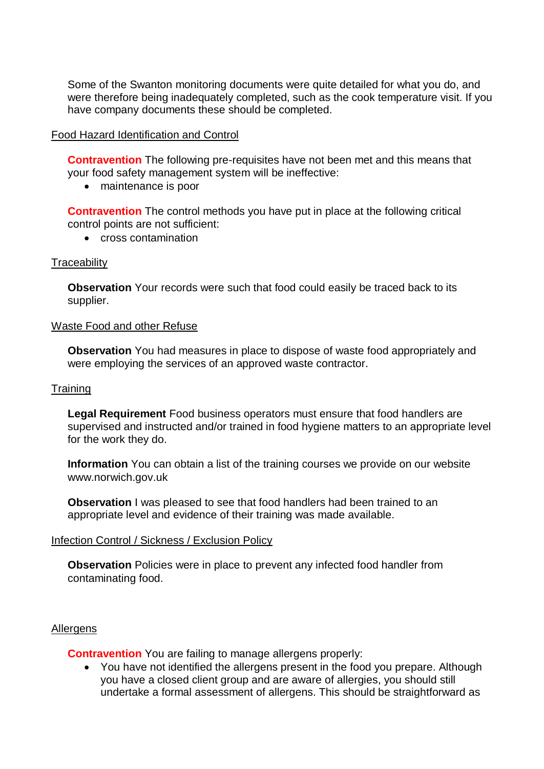Some of the Swanton monitoring documents were quite detailed for what you do, and were therefore being inadequately completed, such as the cook temperature visit. If you have company documents these should be completed.

Food Hazard Identification and Control

**Contravention** The following pre-requisites have not been met and this means that your food safety management system will be ineffective:

- maintenance is poor

**Contravention** The control methods you have put in place at the following critical control points are not sufficient:

- cross contamination

Traceability

**Observation** Your records were such that food could easily be traced back to its supplier.

Waste Food and other Refuse

**Observation** You had measures in place to dispose of waste food appropriately and were employing the services of an approved waste contractor.

Training

**Legal Requirement** Food business operators must ensure that food handlers are supervised and instructed and/or trained in food hygiene matters to an appropriate level for the work they do.

**Information** You can obtain a list of the training courses we provide on our website www.norwich.gov.uk

**Observation** I was pleased to see that food handlers had been trained to an appropriate level and evidence of their training was made available.

Infection Control / Sickness / Exclusion Policy

**Observation** Policies were in place to prevent any infected food handler from contaminating food.

Allergens

**Contravention** You are failing to manage allergens properly:

- You have not identified the allergens present in the food you prepare. Although you have a closed client group and are aware of allergies, you should still undertake a formal assessment of allergens. This should be straightforward as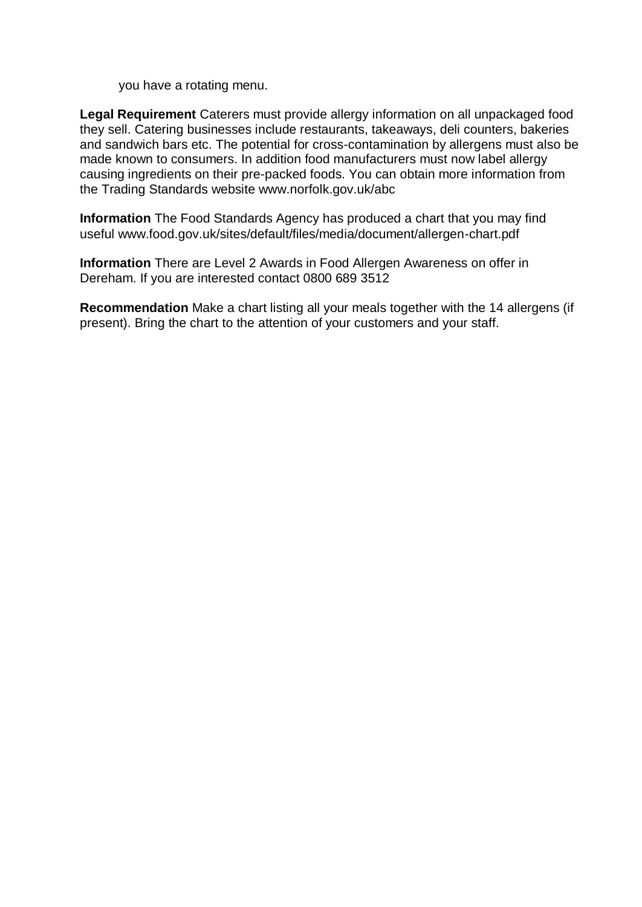you have a rotating menu.

**Legal Requirement** Caterers must provide allergy information on all unpackaged food they sell. Catering businesses include restaurants, takeaways, deli counters, bakeries and sandwich bars etc. The potential for cross-contamination by allergens must also be made known to consumers. In addition food manufacturers must now label allergy causing ingredients on their pre-packed foods. You can obtain more information from the Trading Standards website www.norfolk.gov.uk/abc

**Information** The Food Standards Agency has produced a chart that you may find useful www.food.gov.uk/sites/default/files/media/document/allergen-chart.pdf

**Information** There are Level 2 Awards in Food Allergen Awareness on offer in Dereham. If you are interested contact 0800 689 3512

**Recommendation** Make a chart listing all your meals together with the 14 allergens (if present). Bring the chart to the attention of your customers and your staff.